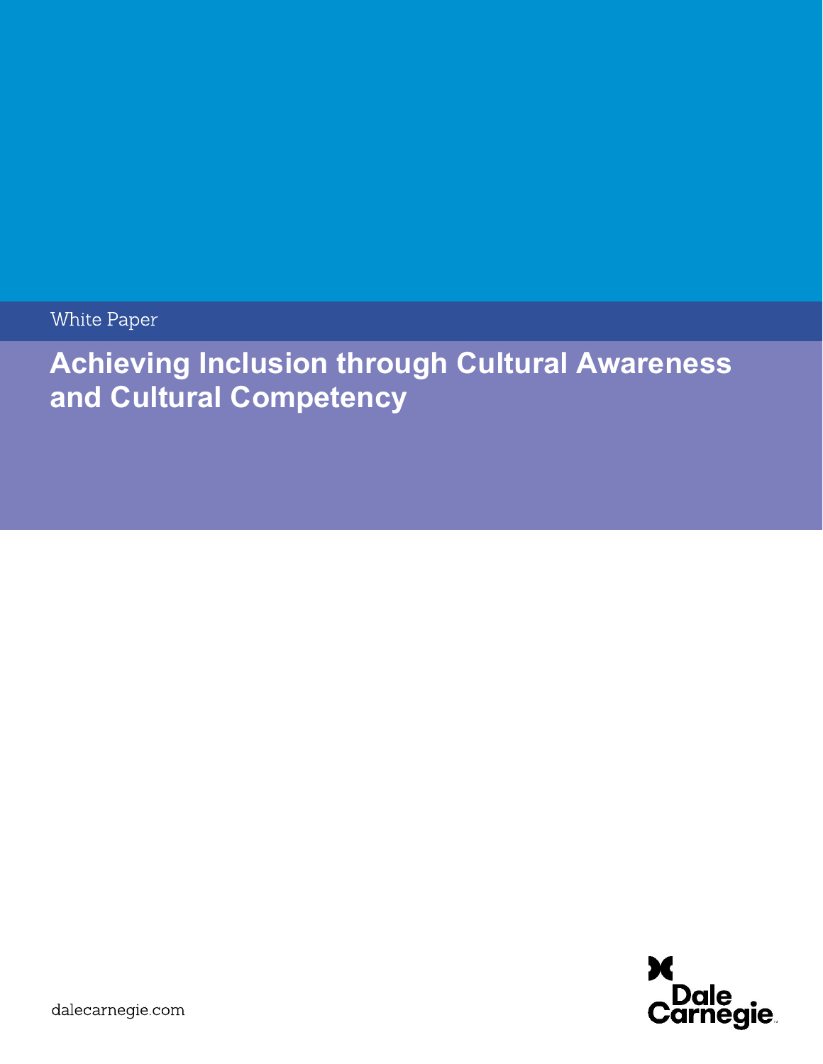White Paper

# Achieving Inclusion through Cultural Awareness and Cultural Competency

dalecarnegie.com

Dale Carnegie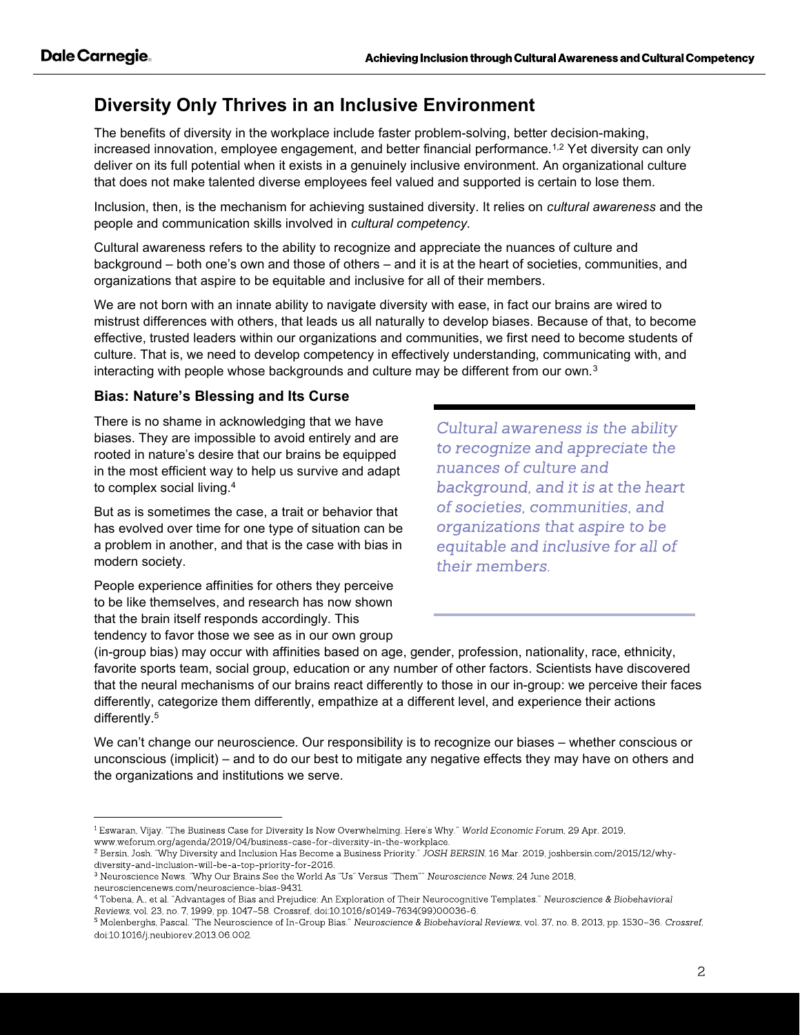## Diversity Only Thrives in an Inclusive Environment

The benefits of diversity in the workplace include faster problem-solving, better decision-making, increased innovation, employee engagement, and better financial performance.[1,2] Yet diversity can only deliver on its full potential when it exists in a genuinely inclusive environment. An organizational culture that does not make talented diverse employees feel valued and supported is certain to lose them.

Inclusion, then, is the mechanism for achieving sustained diversity. It relies on *cultural awareness* and the people and communication skills involved in *cultural competency.*

Cultural awareness refers to the ability to recognize and appreciate the nuances of culture and background – both one's own and those of others – and it is at the heart of societies, communities, and organizations that aspire to be equitable and inclusive for all of their members.

We are not born with an innate ability to navigate diversity with ease, in fact our brains are wired to mistrust differences with others, that leads us all naturally to develop biases. Because of that, to become effective, trusted leaders within our organizations and communities, we first need to become students of culture. That is, we need to develop competency in effectively understanding, communicating with, and interacting with people whose backgrounds and culture may be different from our own.[3]

### Bias: Nature's Blessing and Its Curse

There is no shame in acknowledging that we have biases. They are impossible to avoid entirely and are rooted in nature's desire that our brains be equipped in the most efficient way to help us survive and adapt to complex social living.[4]

But as is sometimes the case, a trait or behavior that has evolved over time for one type of situation can be a problem in another, and that is the case with bias in modern society.

People experience affinities for others they perceive to be like themselves, and research has now shown that the brain itself responds accordingly. This tendency to favor those we see as in our own group (in-group bias) may occur with affinities based on age, gender, profession, nationality, race, ethnicity, favorite sports team, social group, education or any number of other factors. Scientists have discovered that the neural mechanisms of our brains react differently to those in our in-group: we perceive their faces differently, categorize them differently, empathize at a different level, and experience their actions differently.[5]

> *Cultural awareness is the ability to recognize and appreciate the nuances of culture and background, and it is at the heart of societies, communities, and organizations that aspire to be equitable and inclusive for all of their members.*

We can't change our neuroscience. Our responsibility is to recognize our biases – whether conscious or unconscious (implicit) – and to do our best to mitigate any negative effects they may have on others and the organizations and institutions we serve.

---

[1] Eswaran, Vijay. "The Business Case for Diversity Is Now Overwhelming. Here's Why." *World Economic Forum*, 29 Apr. 2019, www.weforum.org/agenda/2019/04/business-case-for-diversity-in-the-workplace.

[2] Bersin, Josh. "Why Diversity and Inclusion Has Become a Business Priority." *JOSH BERSIN*, 16 Mar. 2019, joshbersin.com/2015/12/why-diversity-and-inclusion-will-be-a-top-priority-for-2016.

[3] Neuroscience News. "Why Our Brains See the World As "Us" Versus "Them"" *Neuroscience News*, 24 June 2018, neurosciencenews.com/neuroscience-bias-9431.

[4] Tobena, A., et al. "Advantages of Bias and Prejudice: An Exploration of Their Neurocognitive Templates." *Neuroscience & Biobehavioral Reviews*, vol. 23, no. 7, 1999, pp. 1047–58. Crossref, doi:10.1016/s0149-7634(99)00036-6.

[5] Molenberghs, Pascal. "The Neuroscience of In-Group Bias." *Neuroscience & Biobehavioral Reviews*, vol. 37, no. 8, 2013, pp. 1530–36. *Crossref*, doi:10.1016/j.neubiorev.2013.06.002.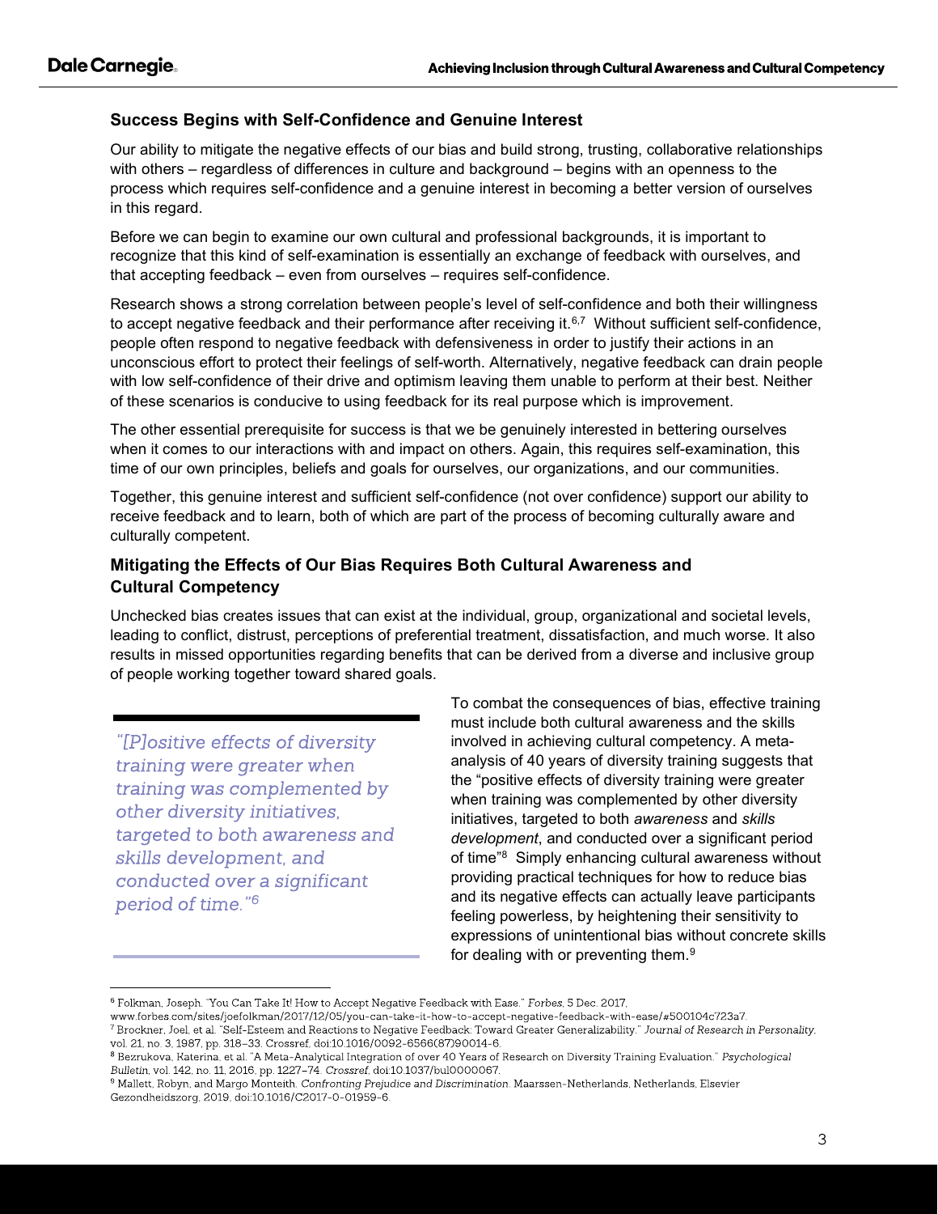### Success Begins with Self-Confidence and Genuine Interest

Our ability to mitigate the negative effects of our bias and build strong, trusting, collaborative relationships with others – regardless of differences in culture and background – begins with an openness to the process which requires self-confidence and a genuine interest in becoming a better version of ourselves in this regard.

Before we can begin to examine our own cultural and professional backgrounds, it is important to recognize that this kind of self-examination is essentially an exchange of feedback with ourselves, and that accepting feedback – even from ourselves – requires self-confidence.

Research shows a strong correlation between people's level of self-confidence and both their willingness to accept negative feedback and their performance after receiving it.[6,7] Without sufficient self-confidence, people often respond to negative feedback with defensiveness in order to justify their actions in an unconscious effort to protect their feelings of self-worth. Alternatively, negative feedback can drain people with low self-confidence of their drive and optimism leaving them unable to perform at their best. Neither of these scenarios is conducive to using feedback for its real purpose which is improvement.

The other essential prerequisite for success is that we be genuinely interested in bettering ourselves when it comes to our interactions with and impact on others. Again, this requires self-examination, this time of our own principles, beliefs and goals for ourselves, our organizations, and our communities.

Together, this genuine interest and sufficient self-confidence (not over confidence) support our ability to receive feedback and to learn, both of which are part of the process of becoming culturally aware and culturally competent.

### Mitigating the Effects of Our Bias Requires Both Cultural Awareness and Cultural Competency

Unchecked bias creates issues that can exist at the individual, group, organizational and societal levels, leading to conflict, distrust, perceptions of preferential treatment, dissatisfaction, and much worse. It also results in missed opportunities regarding benefits that can be derived from a diverse and inclusive group of people working together toward shared goals.

> *"[P]ositive effects of diversity training were greater when training was complemented by other diversity initiatives, targeted to both awareness and skills development, and conducted over a significant period of time."[6]*

To combat the consequences of bias, effective training must include both cultural awareness and the skills involved in achieving cultural competency. A meta-analysis of 40 years of diversity training suggests that the "positive effects of diversity training were greater when training was complemented by other diversity initiatives, targeted to both *awareness* and *skills development*, and conducted over a significant period of time"[8] Simply enhancing cultural awareness without providing practical techniques for how to reduce bias and its negative effects can actually leave participants feeling powerless, by heightening their sensitivity to expressions of unintentional bias without concrete skills for dealing with or preventing them.[9]

---

[6] Folkman, Joseph. "You Can Take It! How to Accept Negative Feedback with Ease." *Forbes*, 5 Dec. 2017, www.forbes.com/sites/joefolkman/2017/12/05/you-can-take-it-how-to-accept-negative-feedback-with-ease/#500104c723a7.

[7] Brockner, Joel, et al. "Self-Esteem and Reactions to Negative Feedback: Toward Greater Generalizability." *Journal of Research in Personality*, vol. 21, no. 3, 1987, pp. 318–33. Crossref, doi:10.1016/0092-6566(87)90014-6.

[8] Bezrukova, Katerina, et al. "A Meta-Analytical Integration of over 40 Years of Research on Diversity Training Evaluation." *Psychological Bulletin*, vol. 142, no. 11, 2016, pp. 1227–74. *Crossref*, doi:10.1037/bul0000067.

[9] Mallett, Robyn, and Margo Monteith. *Confronting Prejudice and Discrimination*. Maarssen-Netherlands, Netherlands, Elsevier Gezondheidszorg, 2019, doi:10.1016/C2017-0-01959-6.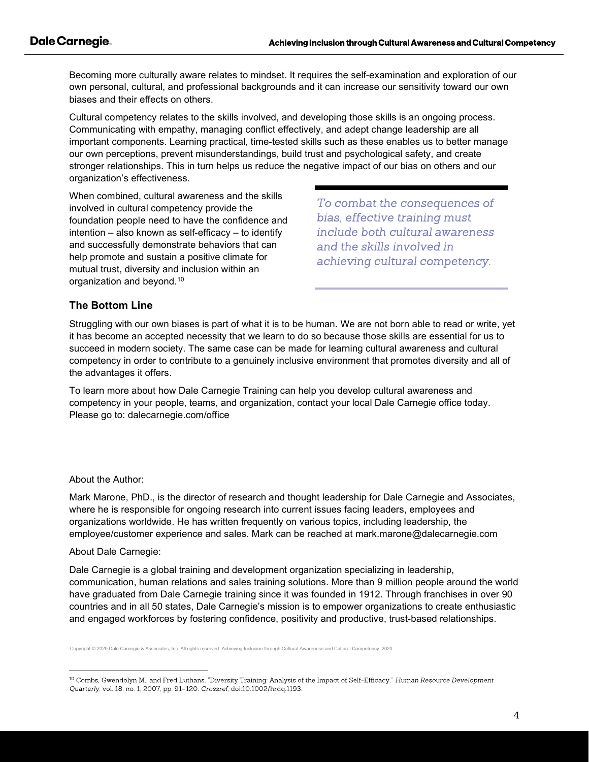Becoming more culturally aware relates to mindset. It requires the self-examination and exploration of our own personal, cultural, and professional backgrounds and it can increase our sensitivity toward our own biases and their effects on others.

Cultural competency relates to the skills involved, and developing those skills is an ongoing process. Communicating with empathy, managing conflict effectively, and adept change leadership are all important components. Learning practical, time-tested skills such as these enables us to better manage our own perceptions, prevent misunderstandings, build trust and psychological safety, and create stronger relationships. This in turn helps us reduce the negative impact of our bias on others and our organization's effectiveness.

When combined, cultural awareness and the skills involved in cultural competency provide the foundation people need to have the confidence and intention – also known as self-efficacy – to identify and successfully demonstrate behaviors that can help promote and sustain a positive climate for mutual trust, diversity and inclusion within an organization and beyond.[10]

> *To combat the consequences of bias, effective training must include both cultural awareness and the skills involved in achieving cultural competency.*

### The Bottom Line

Struggling with our own biases is part of what it is to be human. We are not born able to read or write, yet it has become an accepted necessity that we learn to do so because those skills are essential for us to succeed in modern society. The same case can be made for learning cultural awareness and cultural competency in order to contribute to a genuinely inclusive environment that promotes diversity and all of the advantages it offers.

To learn more about how Dale Carnegie Training can help you develop cultural awareness and competency in your people, teams, and organization, contact your local Dale Carnegie office today. Please go to: dalecarnegie.com/office

About the Author:

Mark Marone, PhD., is the director of research and thought leadership for Dale Carnegie and Associates, where he is responsible for ongoing research into current issues facing leaders, employees and organizations worldwide. He has written frequently on various topics, including leadership, the employee/customer experience and sales. Mark can be reached at mark.marone@dalecarnegie.com

About Dale Carnegie:

Dale Carnegie is a global training and development organization specializing in leadership, communication, human relations and sales training solutions. More than 9 million people around the world have graduated from Dale Carnegie training since it was founded in 1912. Through franchises in over 90 countries and in all 50 states, Dale Carnegie's mission is to empower organizations to create enthusiastic and engaged workforces by fostering confidence, positivity and productive, trust-based relationships.

Copyright © 2020 Dale Carnegie & Associates, Inc. All rights reserved. Achieving Inclusion through Cultural Awareness and Cultural Competency_2020

---

[10] Combs, Gwendolyn M., and Fred Luthans. "Diversity Training: Analysis of the Impact of Self-Efficacy." *Human Resource Development Quarterly*, vol. 18, no. 1, 2007, pp. 91–120. *Crossref*, doi:10.1002/hrdq.1193.